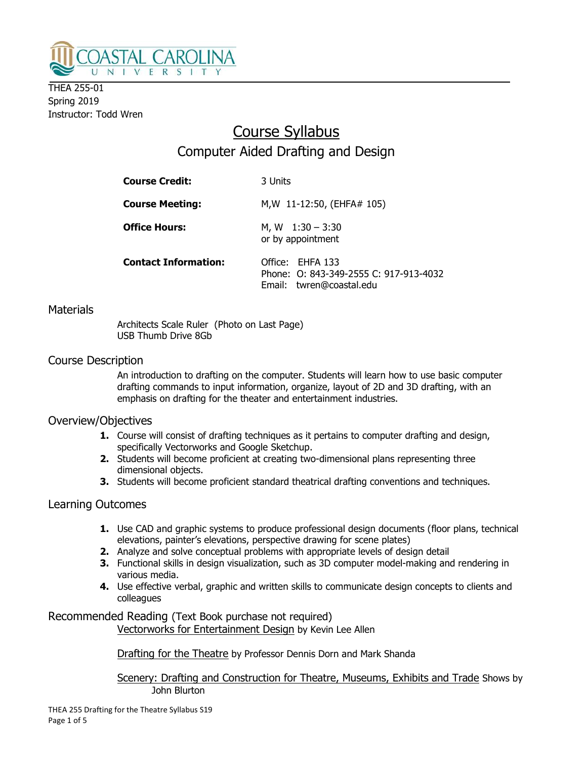COASTAL CAROLINA UNIVERSITY

THEA 255-01
Spring 2019
Instructor: Todd Wren

# Course Syllabus

## Computer Aided Drafting and Design

| | |
|---|---|
| **Course Credit:** | 3 Units |
| **Course Meeting:** | M,W 11-12:50, (EHFA# 105) |
| **Office Hours:** | M, W 1:30 – 3:30<br>or by appointment |
| **Contact Information:** | Office: EHFA 133<br>Phone: O: 843-349-2555 C: 917-913-4032<br>Email: twren@coastal.edu |

### Materials

Architects Scale Ruler (Photo on Last Page)
USB Thumb Drive 8Gb

### Course Description

An introduction to drafting on the computer. Students will learn how to use basic computer drafting commands to input information, organize, layout of 2D and 3D drafting, with an emphasis on drafting for the theater and entertainment industries.

### Overview/Objectives

1. Course will consist of drafting techniques as it pertains to computer drafting and design, specifically Vectorworks and Google Sketchup.
2. Students will become proficient at creating two-dimensional plans representing three dimensional objects.
3. Students will become proficient standard theatrical drafting conventions and techniques.

### Learning Outcomes

1. Use CAD and graphic systems to produce professional design documents (floor plans, technical elevations, painter's elevations, perspective drawing for scene plates)
2. Analyze and solve conceptual problems with appropriate levels of design detail
3. Functional skills in design visualization, such as 3D computer model-making and rendering in various media.
4. Use effective verbal, graphic and written skills to communicate design concepts to clients and colleagues

### Recommended Reading (Text Book purchase not required)

Vectorworks for Entertainment Design by Kevin Lee Allen

Drafting for the Theatre by Professor Dennis Dorn and Mark Shanda

Scenery: Drafting and Construction for Theatre, Museums, Exhibits and Trade Shows by John Blurton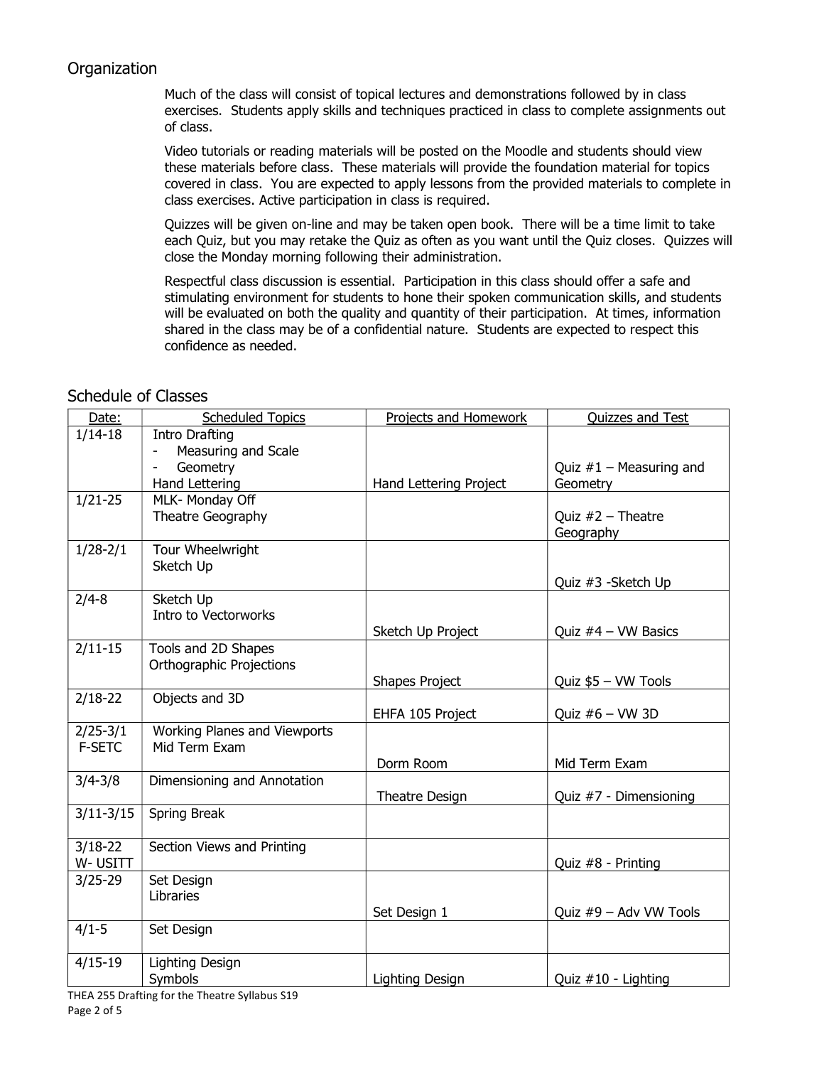## Organization

Much of the class will consist of topical lectures and demonstrations followed by in class exercises. Students apply skills and techniques practiced in class to complete assignments out of class.

Video tutorials or reading materials will be posted on the Moodle and students should view these materials before class. These materials will provide the foundation material for topics covered in class. You are expected to apply lessons from the provided materials to complete in class exercises. Active participation in class is required.

Quizzes will be given on-line and may be taken open book. There will be a time limit to take each Quiz, but you may retake the Quiz as often as you want until the Quiz closes. Quizzes will close the Monday morning following their administration.

Respectful class discussion is essential. Participation in this class should offer a safe and stimulating environment for students to hone their spoken communication skills, and students will be evaluated on both the quality and quantity of their participation. At times, information shared in the class may be of a confidential nature. Students are expected to respect this confidence as needed.

## Schedule of Classes

| Date: | Scheduled Topics | Projects and Homework | Quizzes and Test |
|---|---|---|---|
| 1/14-18 | Intro Drafting<br>- Measuring and Scale<br>- Geometry<br>Hand Lettering | Hand Lettering Project | Quiz #1 – Measuring and Geometry |
| 1/21-25 | MLK- Monday Off<br>Theatre Geography | | Quiz #2 – Theatre Geography |
| 1/28-2/1 | Tour Wheelwright<br>Sketch Up | | Quiz #3 -Sketch Up |
| 2/4-8 | Sketch Up<br>Intro to Vectorworks | Sketch Up Project | Quiz #4 – VW Basics |
| 2/11-15 | Tools and 2D Shapes<br>Orthographic Projections | Shapes Project | Quiz $5 – VW Tools |
| 2/18-22 | Objects and 3D | EHFA 105 Project | Quiz #6 – VW 3D |
| 2/25-3/1<br>F-SETC | Working Planes and Viewports<br>Mid Term Exam | Dorm Room | Mid Term Exam |
| 3/4-3/8 | Dimensioning and Annotation | Theatre Design | Quiz #7 - Dimensioning |
| 3/11-3/15 | Spring Break | | |
| 3/18-22<br>W- USITT | Section Views and Printing | | Quiz #8 - Printing |
| 3/25-29 | Set Design<br>Libraries | Set Design 1 | Quiz #9 – Adv VW Tools |
| 4/1-5 | Set Design | | |
| 4/15-19 | Lighting Design<br>Symbols | Lighting Design | Quiz #10 - Lighting |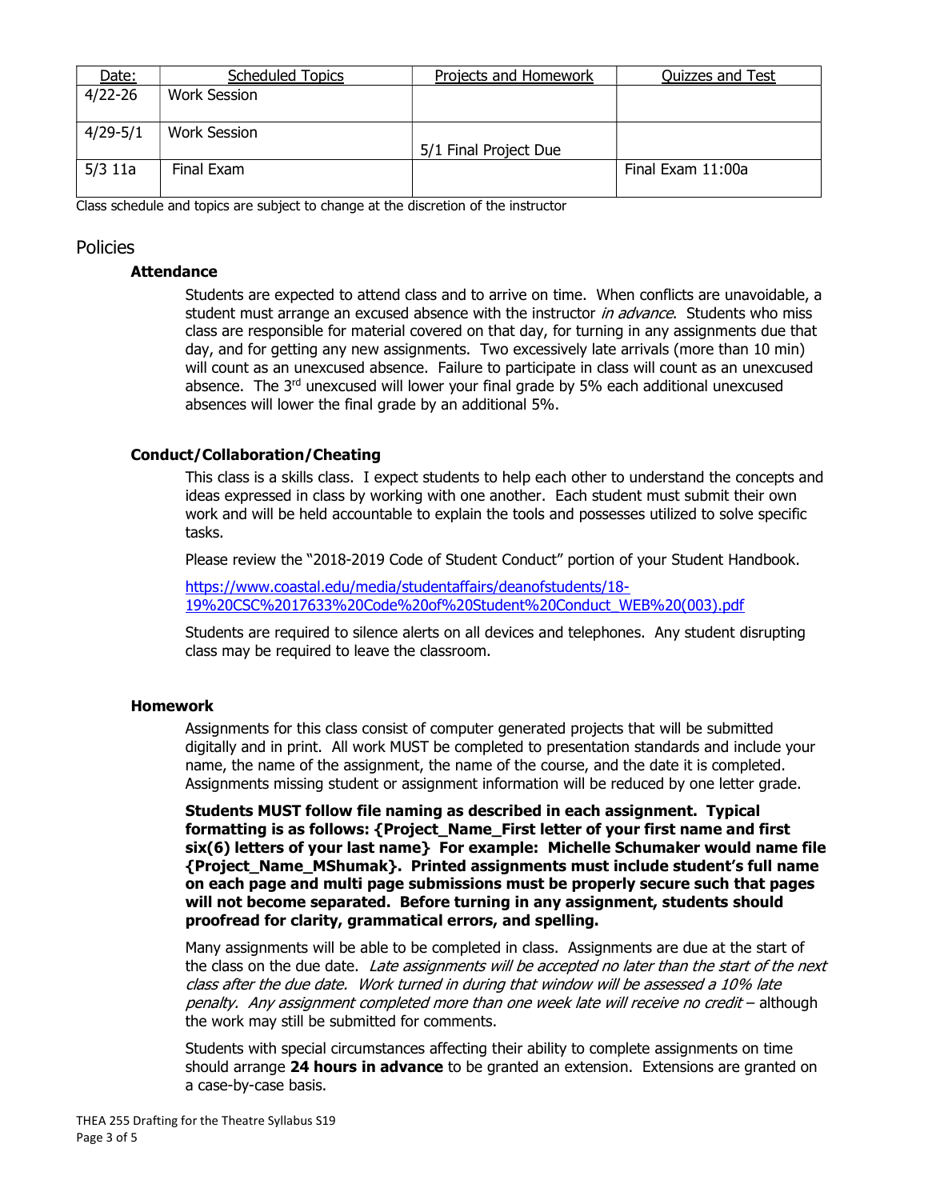| Date: | Scheduled Topics | Projects and Homework | Quizzes and Test |
|---|---|---|---|
| 4/22-26 | Work Session | | |
| 4/29-5/1 | Work Session | 5/1 Final Project Due | |
| 5/3 11a | Final Exam | | Final Exam 11:00a |

Class schedule and topics are subject to change at the discretion of the instructor

## Policies

### Attendance

Students are expected to attend class and to arrive on time. When conflicts are unavoidable, a student must arrange an excused absence with the instructor *in advance*. Students who miss class are responsible for material covered on that day, for turning in any assignments due that day, and for getting any new assignments. Two excessively late arrivals (more than 10 min) will count as an unexcused absence. Failure to participate in class will count as an unexcused absence. The 3rd unexcused will lower your final grade by 5% each additional unexcused absences will lower the final grade by an additional 5%.

### Conduct/Collaboration/Cheating

This class is a skills class. I expect students to help each other to understand the concepts and ideas expressed in class by working with one another. Each student must submit their own work and will be held accountable to explain the tools and possesses utilized to solve specific tasks.

Please review the "2018-2019 Code of Student Conduct" portion of your Student Handbook.

https://www.coastal.edu/media/studentaffairs/deanofstudents/18-19%20CSC%2017633%20Code%20of%20Student%20Conduct_WEB%20(003).pdf

Students are required to silence alerts on all devices and telephones. Any student disrupting class may be required to leave the classroom.

### Homework

Assignments for this class consist of computer generated projects that will be submitted digitally and in print. All work MUST be completed to presentation standards and include your name, the name of the assignment, the name of the course, and the date it is completed. Assignments missing student or assignment information will be reduced by one letter grade.

**Students MUST follow file naming as described in each assignment. Typical formatting is as follows: {Project_Name_First letter of your first name and first six(6) letters of your last name} For example: Michelle Schumaker would name file {Project_Name_MShumak}. Printed assignments must include student's full name on each page and multi page submissions must be properly secure such that pages will not become separated. Before turning in any assignment, students should proofread for clarity, grammatical errors, and spelling.**

Many assignments will be able to be completed in class. Assignments are due at the start of the class on the due date. *Late assignments will be accepted no later than the start of the next class after the due date. Work turned in during that window will be assessed a 10% late penalty. Any assignment completed more than one week late will receive no credit* – although the work may still be submitted for comments.

Students with special circumstances affecting their ability to complete assignments on time should arrange **24 hours in advance** to be granted an extension. Extensions are granted on a case-by-case basis.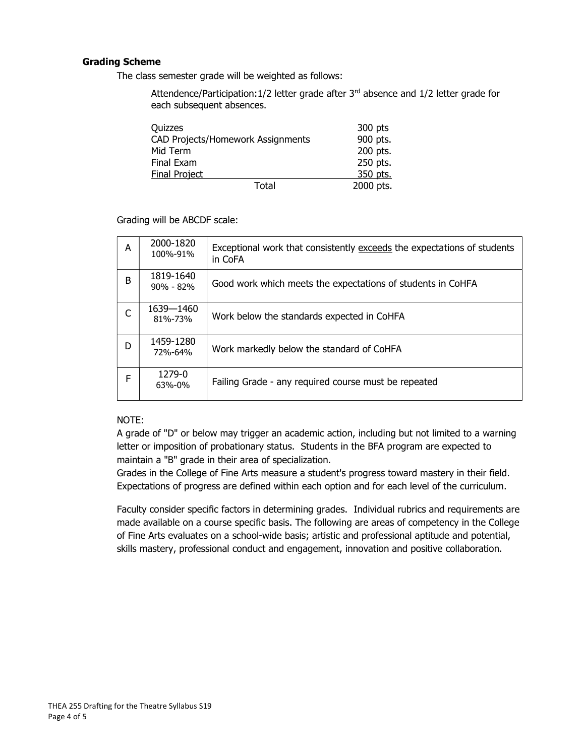### Grading Scheme

The class semester grade will be weighted as follows:

Attendence/Participation: 1/2 letter grade after 3rd absence and 1/2 letter grade for each subsequent absences.

| | |
|---|---|
| Quizzes | 300 pts |
| CAD Projects/Homework Assignments | 900 pts. |
| Mid Term | 200 pts. |
| Final Exam | 250 pts. |
| Final Project | 350 pts. |
| Total | 2000 pts. |

Grading will be ABCDF scale:

| | | |
|---|---|---|
| A | 2000-1820<br>100%-91% | Exceptional work that consistently exceeds the expectations of students in CoFA |
| B | 1819-1640<br>90% - 82% | Good work which meets the expectations of students in CoHFA |
| C | 1639—1460<br>81%-73% | Work below the standards expected in CoHFA |
| D | 1459-1280<br>72%-64% | Work markedly below the standard of CoHFA |
| F | 1279-0<br>63%-0% | Failing Grade - any required course must be repeated |

NOTE:

A grade of "D" or below may trigger an academic action, including but not limited to a warning letter or imposition of probationary status. Students in the BFA program are expected to maintain a "B" grade in their area of specialization.

Grades in the College of Fine Arts measure a student's progress toward mastery in their field. Expectations of progress are defined within each option and for each level of the curriculum.

Faculty consider specific factors in determining grades. Individual rubrics and requirements are made available on a course specific basis. The following are areas of competency in the College of Fine Arts evaluates on a school-wide basis; artistic and professional aptitude and potential, skills mastery, professional conduct and engagement, innovation and positive collaboration.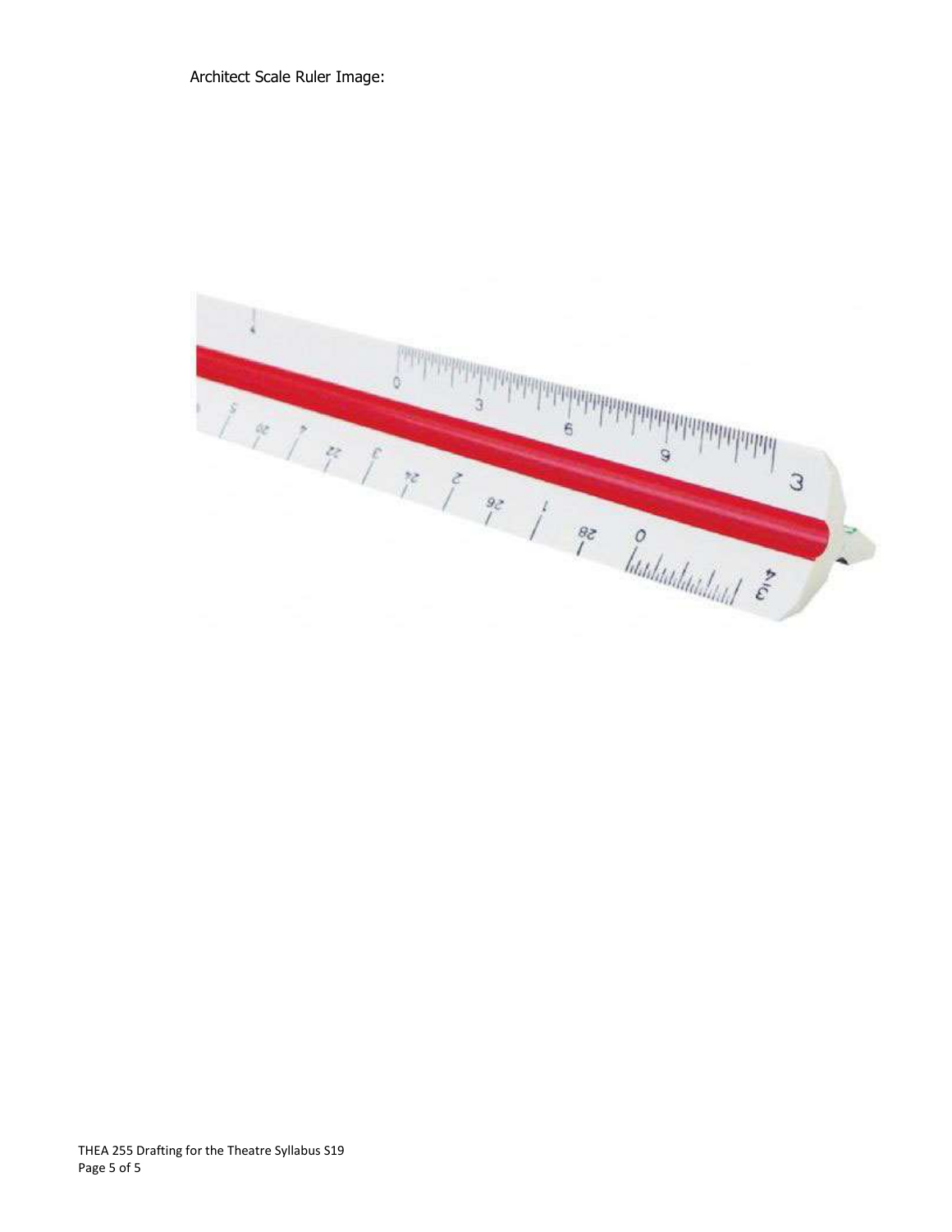Architect Scale Ruler Image: